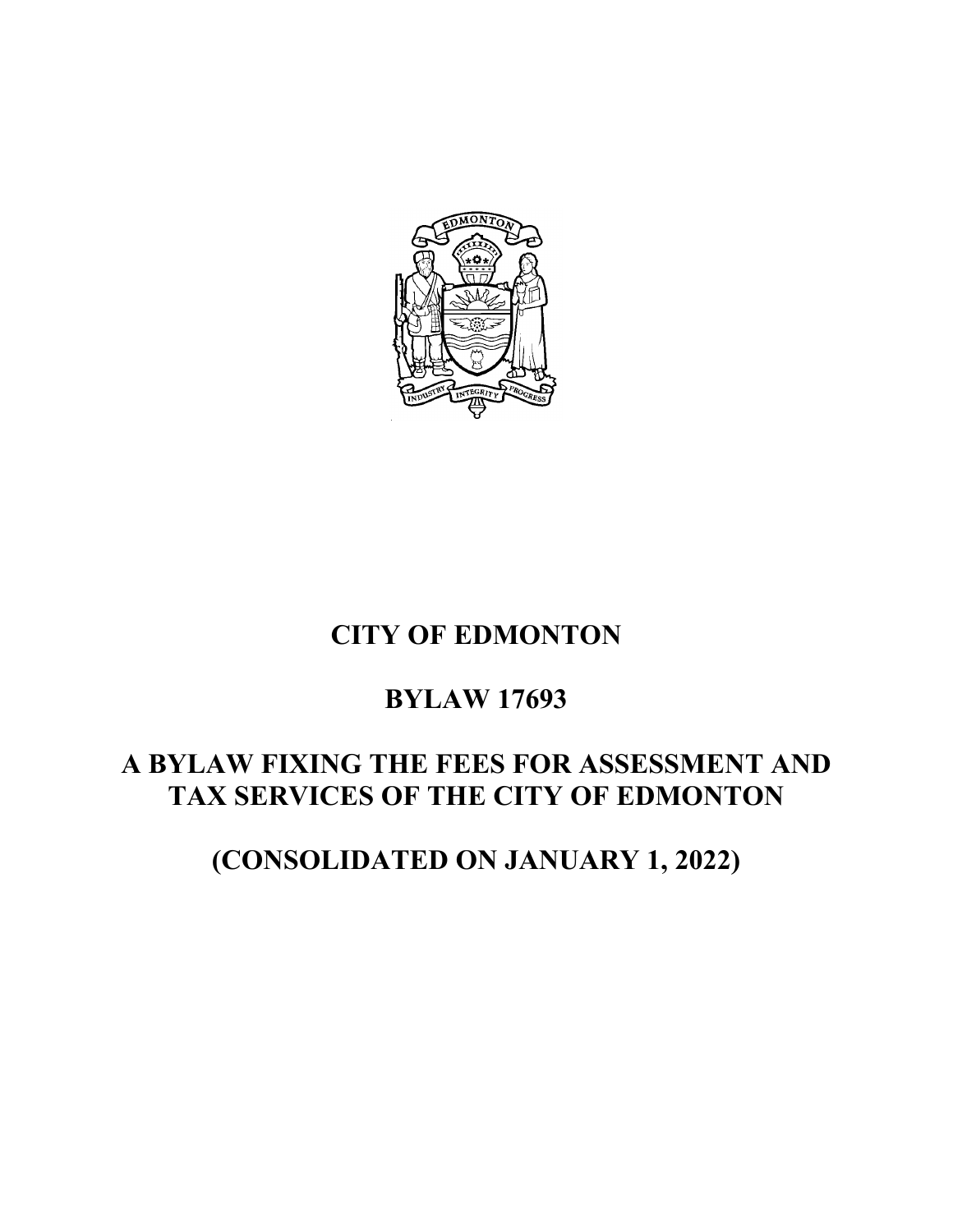# CITY OF EDMONTON

# BYLAW 17693

# A BYLAW FIXING THE FEES FOR ASSESSMENT AND TAX SERVICES OF THE CITY OF EDMONTON

# (CONSOLIDATED ON JANUARY 1, 2022)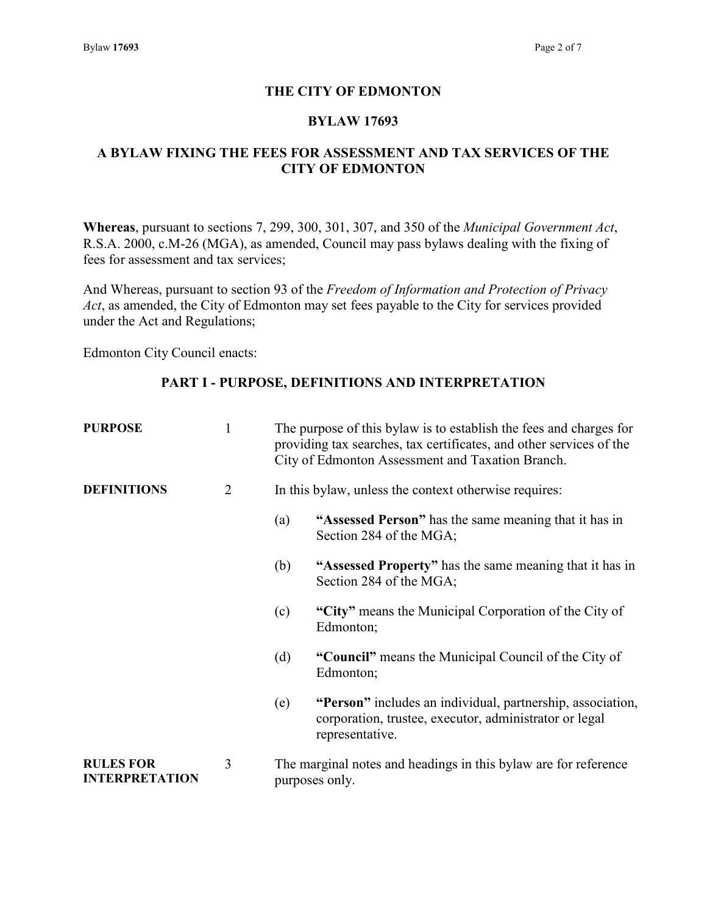# THE CITY OF EDMONTON

## BYLAW 17693

## A BYLAW FIXING THE FEES FOR ASSESSMENT AND TAX SERVICES OF THE CITY OF EDMONTON

**Whereas**, pursuant to sections 7, 299, 300, 301, 307, and 350 of the *Municipal Government Act*, R.S.A. 2000, c.M-26 (MGA), as amended, Council may pass bylaws dealing with the fixing of fees for assessment and tax services;

And Whereas, pursuant to section 93 of the *Freedom of Information and Protection of Privacy Act*, as amended, the City of Edmonton may set fees payable to the City for services provided under the Act and Regulations;

Edmonton City Council enacts:

### PART I - PURPOSE, DEFINITIONS AND INTERPRETATION

**PURPOSE**

1. The purpose of this bylaw is to establish the fees and charges for providing tax searches, tax certificates, and other services of the City of Edmonton Assessment and Taxation Branch.

**DEFINITIONS**

2. In this bylaw, unless the context otherwise requires:

   (a) **"Assessed Person"** has the same meaning that it has in Section 284 of the MGA;

   (b) **"Assessed Property"** has the same meaning that it has in Section 284 of the MGA;

   (c) **"City"** means the Municipal Corporation of the City of Edmonton;

   (d) **"Council"** means the Municipal Council of the City of Edmonton;

   (e) **"Person"** includes an individual, partnership, association, corporation, trustee, executor, administrator or legal representative.

**RULES FOR INTERPRETATION**

3. The marginal notes and headings in this bylaw are for reference purposes only.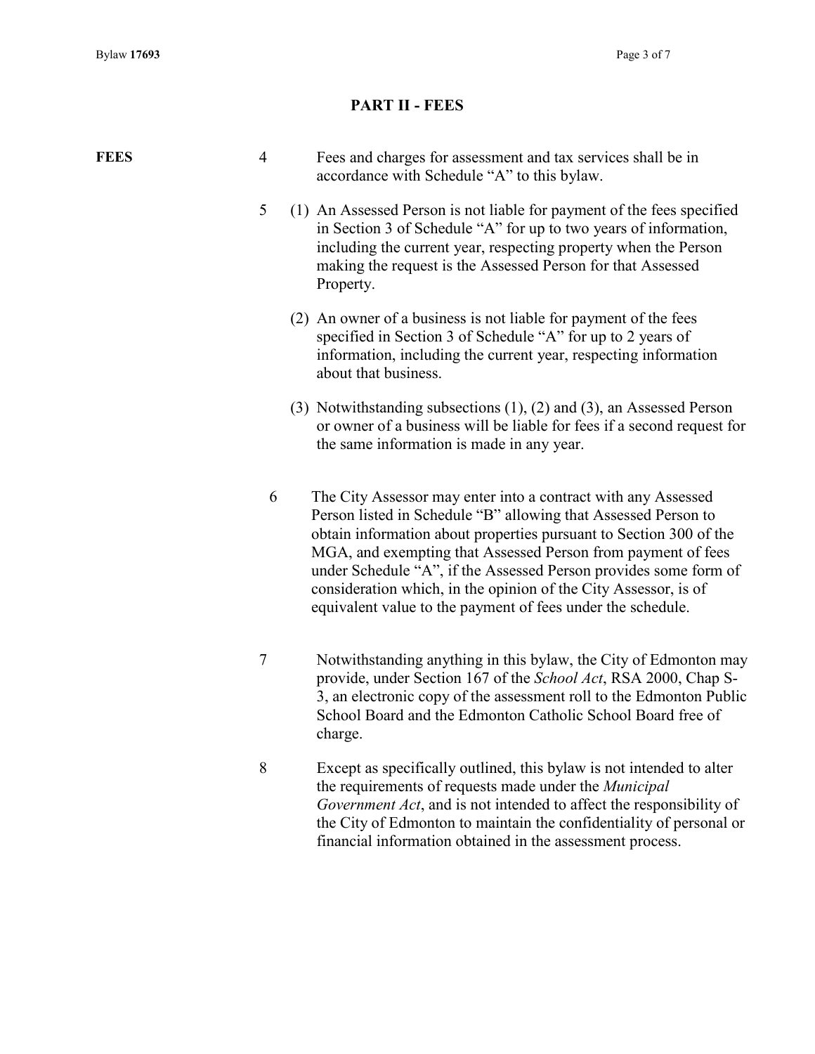## PART II - FEES

**FEES**

4 Fees and charges for assessment and tax services shall be in accordance with Schedule "A" to this bylaw.

5 (1) An Assessed Person is not liable for payment of the fees specified in Section 3 of Schedule "A" for up to two years of information, including the current year, respecting property when the Person making the request is the Assessed Person for that Assessed Property.

(2) An owner of a business is not liable for payment of the fees specified in Section 3 of Schedule "A" for up to 2 years of information, including the current year, respecting information about that business.

(3) Notwithstanding subsections (1), (2) and (3), an Assessed Person or owner of a business will be liable for fees if a second request for the same information is made in any year.

6 The City Assessor may enter into a contract with any Assessed Person listed in Schedule "B" allowing that Assessed Person to obtain information about properties pursuant to Section 300 of the MGA, and exempting that Assessed Person from payment of fees under Schedule "A", if the Assessed Person provides some form of consideration which, in the opinion of the City Assessor, is of equivalent value to the payment of fees under the schedule.

7 Notwithstanding anything in this bylaw, the City of Edmonton may provide, under Section 167 of the *School Act*, RSA 2000, Chap S-3, an electronic copy of the assessment roll to the Edmonton Public School Board and the Edmonton Catholic School Board free of charge.

8 Except as specifically outlined, this bylaw is not intended to alter the requirements of requests made under the *Municipal Government Act*, and is not intended to affect the responsibility of the City of Edmonton to maintain the confidentiality of personal or financial information obtained in the assessment process.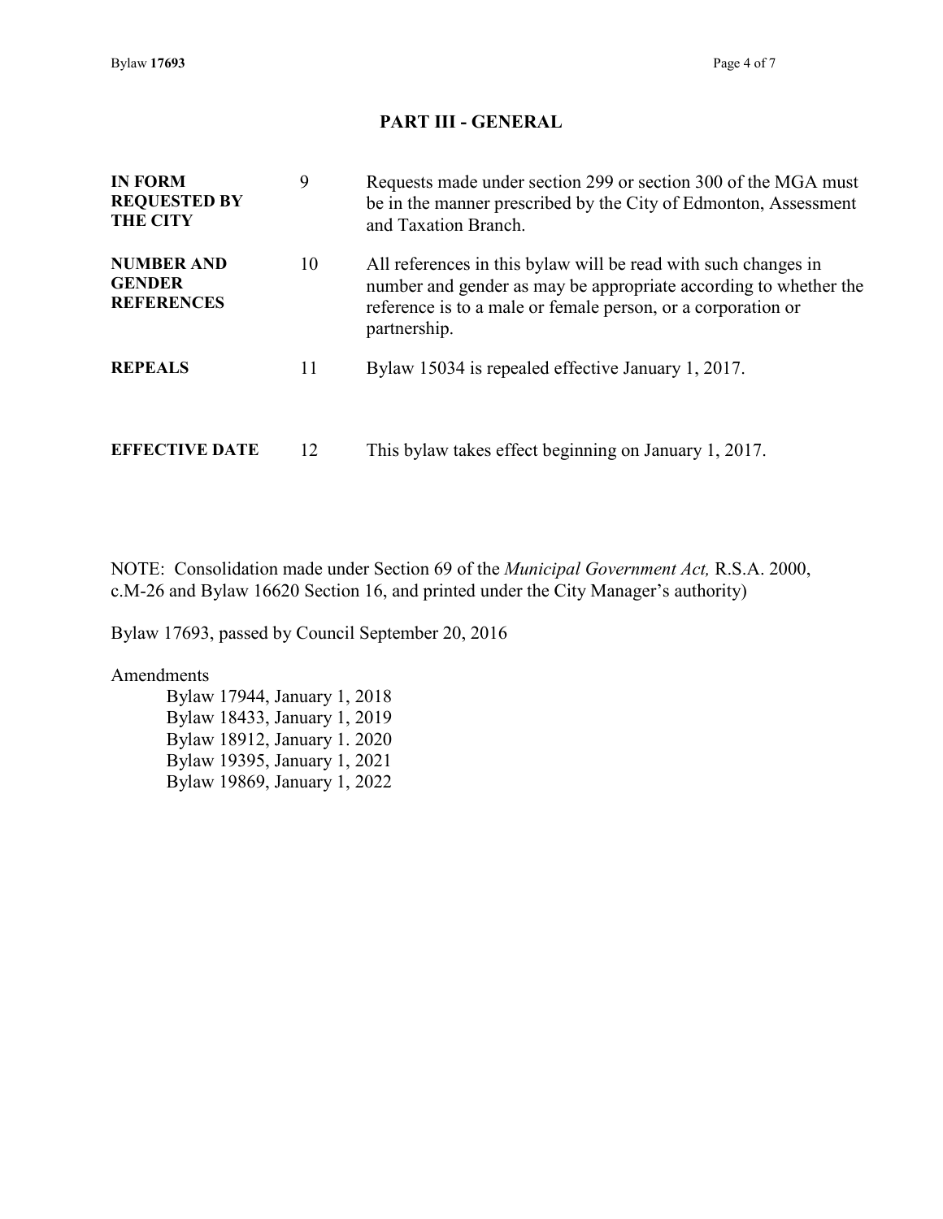## PART III - GENERAL

| | | |
|---|---|---|
| **IN FORM REQUESTED BY THE CITY** | 9 | Requests made under section 299 or section 300 of the MGA must be in the manner prescribed by the City of Edmonton, Assessment and Taxation Branch. |
| **NUMBER AND GENDER REFERENCES** | 10 | All references in this bylaw will be read with such changes in number and gender as may be appropriate according to whether the reference is to a male or female person, or a corporation or partnership. |
| **REPEALS** | 11 | Bylaw 15034 is repealed effective January 1, 2017. |
| **EFFECTIVE DATE** | 12 | This bylaw takes effect beginning on January 1, 2017. |

NOTE: Consolidation made under Section 69 of the *Municipal Government Act,* R.S.A. 2000, c.M-26 and Bylaw 16620 Section 16, and printed under the City Manager's authority)

Bylaw 17693, passed by Council September 20, 2016

Amendments

- Bylaw 17944, January 1, 2018
- Bylaw 18433, January 1, 2019
- Bylaw 18912, January 1. 2020
- Bylaw 19395, January 1, 2021
- Bylaw 19869, January 1, 2022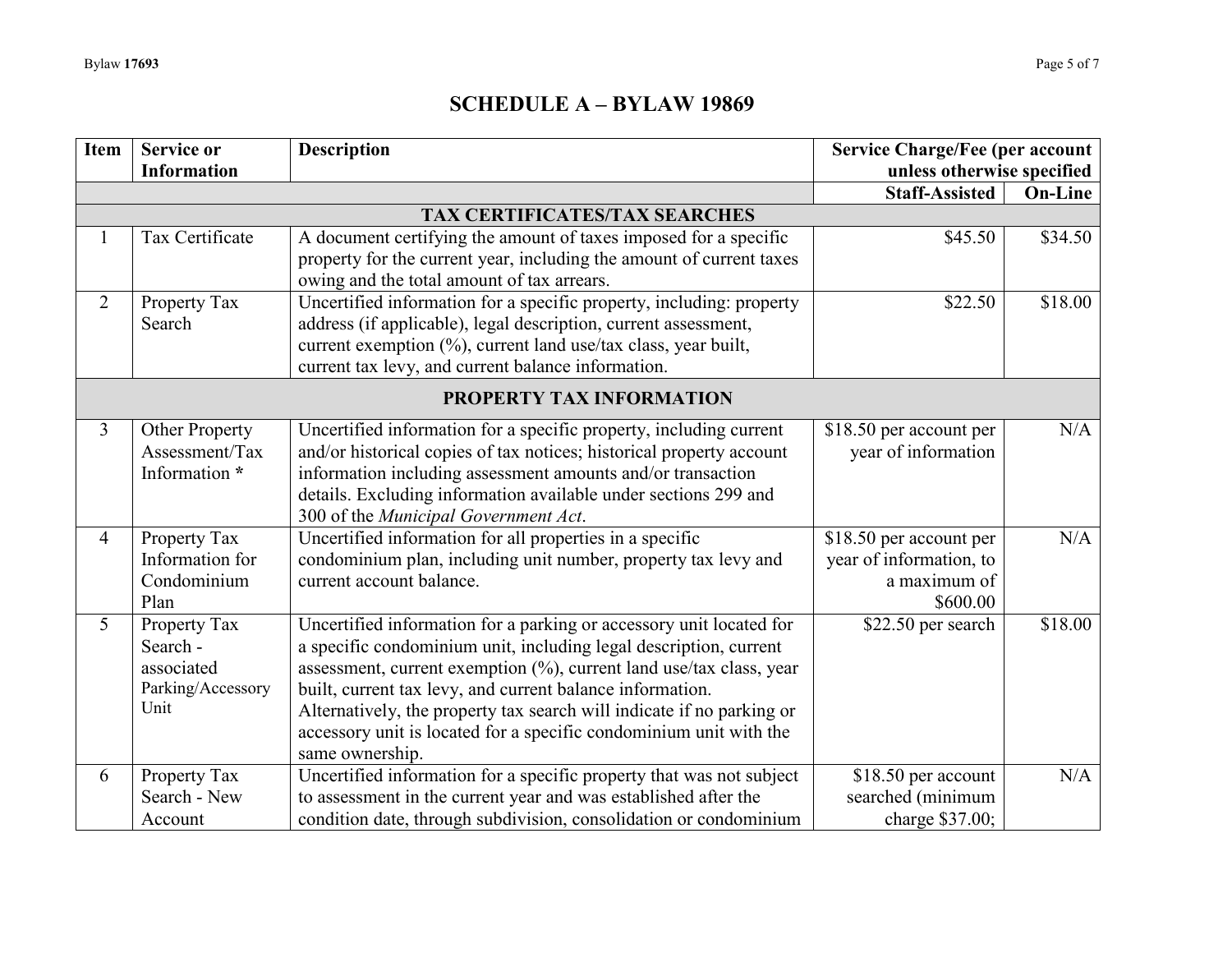# SCHEDULE A – BYLAW 19869

| Item | Service or Information | Description | Service Charge/Fee (per account unless otherwise specified | |
|---|---|---|---|---|
| | | | Staff-Assisted | On-Line |
| | | **TAX CERTIFICATES/TAX SEARCHES** | | |
| 1 | Tax Certificate | A document certifying the amount of taxes imposed for a specific property for the current year, including the amount of current taxes owing and the total amount of tax arrears. | $45.50 | $34.50 |
| 2 | Property Tax Search | Uncertified information for a specific property, including: property address (if applicable), legal description, current assessment, current exemption (%), current land use/tax class, year built, current tax levy, and current balance information. | $22.50 | $18.00 |
| | | **PROPERTY TAX INFORMATION** | | |
| 3 | Other Property Assessment/Tax Information **\*** | Uncertified information for a specific property, including current and/or historical copies of tax notices; historical property account information including assessment amounts and/or transaction details. Excluding information available under sections 299 and 300 of the *Municipal Government Act*. | $18.50 per account per year of information | N/A |
| 4 | Property Tax Information for Condominium Plan | Uncertified information for all properties in a specific condominium plan, including unit number, property tax levy and current account balance. | $18.50 per account per year of information, to a maximum of $600.00 | N/A |
| 5 | Property Tax Search - associated Parking/Accessory Unit | Uncertified information for a parking or accessory unit located for a specific condominium unit, including legal description, current assessment, current exemption (%), current land use/tax class, year built, current tax levy, and current balance information. Alternatively, the property tax search will indicate if no parking or accessory unit is located for a specific condominium unit with the same ownership. | $22.50 per search | $18.00 |
| 6 | Property Tax Search - New Account | Uncertified information for a specific property that was not subject to assessment in the current year and was established after the condition date, through subdivision, consolidation or condominium | $18.50 per account searched (minimum charge $37.00; | N/A |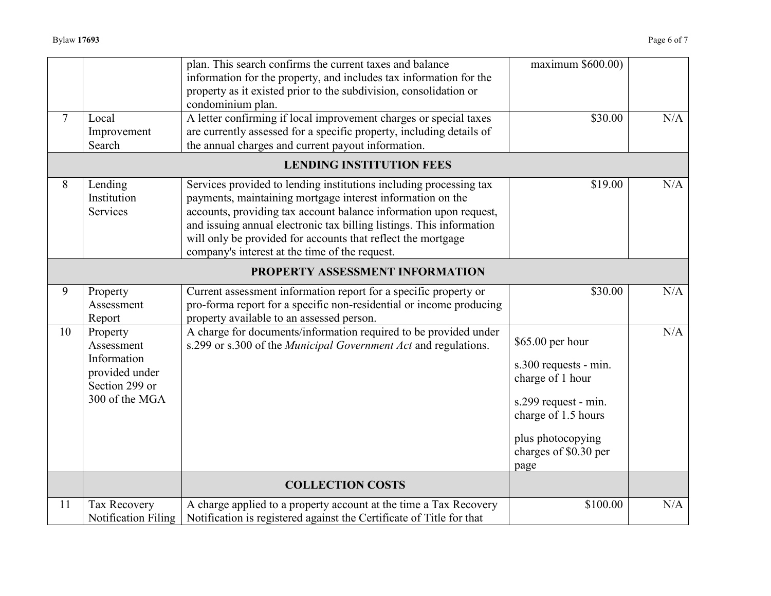|  |  |  |  |  |
|---|---|---|---|---|
|  |  | plan. This search confirms the current taxes and balance information for the property, and includes tax information for the property as it existed prior to the subdivision, consolidation or condominium plan. | maximum $600.00) |  |
| 7 | Local Improvement Search | A letter confirming if local improvement charges or special taxes are currently assessed for a specific property, including details of the annual charges and current payout information. | $30.00 | N/A |
|  |  | **LENDING INSTITUTION FEES** |  |  |
| 8 | Lending Institution Services | Services provided to lending institutions including processing tax payments, maintaining mortgage interest information on the accounts, providing tax account balance information upon request, and issuing annual electronic tax billing listings. This information will only be provided for accounts that reflect the mortgage company's interest at the time of the request. | $19.00 | N/A |
|  |  | **PROPERTY ASSESSMENT INFORMATION** |  |  |
| 9 | Property Assessment Report | Current assessment information report for a specific property or pro-forma report for a specific non-residential or income producing property available to an assessed person. | $30.00 | N/A |
| 10 | Property Assessment Information provided under Section 299 or 300 of the MGA | A charge for documents/information required to be provided under s.299 or s.300 of the *Municipal Government Act* and regulations. | $65.00 per hour<br><br>s.300 requests - min. charge of 1 hour<br><br>s.299 request - min. charge of 1.5 hours<br><br>plus photocopying charges of $0.30 per page | N/A |
|  |  | **COLLECTION COSTS** |  |  |
| 11 | Tax Recovery Notification Filing | A charge applied to a property account at the time a Tax Recovery Notification is registered against the Certificate of Title for that | $100.00 | N/A |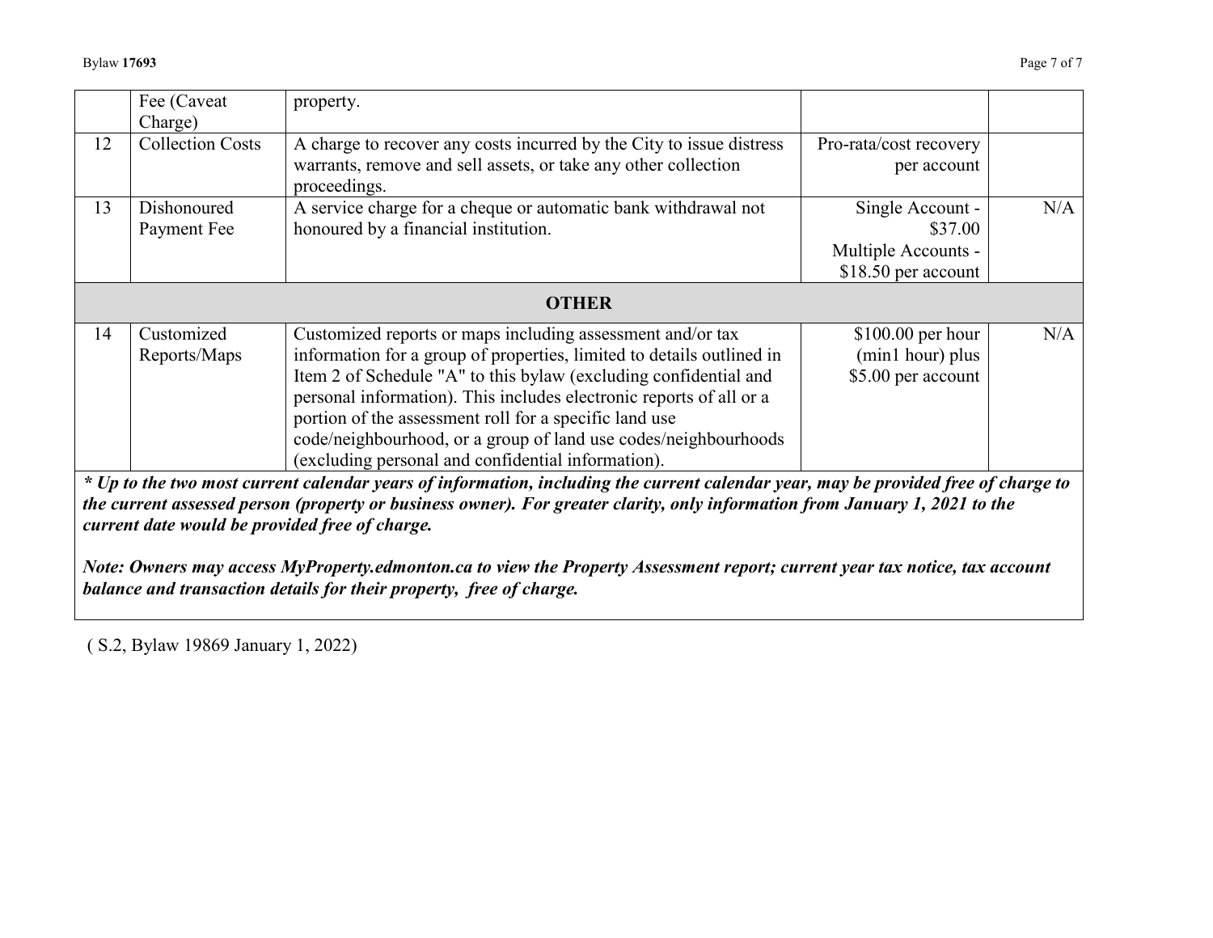| | | | | |
|---|---|---|---|---|
| | Fee (Caveat Charge) | property. | | |
| 12 | Collection Costs | A charge to recover any costs incurred by the City to issue distress warrants, remove and sell assets, or take any other collection proceedings. | Pro-rata/cost recovery per account | |
| 13 | Dishonoured Payment Fee | A service charge for a cheque or automatic bank withdrawal not honoured by a financial institution. | Single Account - $37.00<br>Multiple Accounts - $18.50 per account | N/A |
| | | **OTHER** | | |
| 14 | Customized Reports/Maps | Customized reports or maps including assessment and/or tax information for a group of properties, limited to details outlined in Item 2 of Schedule "A" to this bylaw (excluding confidential and personal information). This includes electronic reports of all or a portion of the assessment roll for a specific land use code/neighbourhood, or a group of land use codes/neighbourhoods (excluding personal and confidential information). | $100.00 per hour (min1 hour) plus $5.00 per account | N/A |

***\* Up to the two most current calendar years of information, including the current calendar year, may be provided free of charge to the current assessed person (property or business owner). For greater clarity, only information from January 1, 2021 to the current date would be provided free of charge.***

***Note: Owners may access MyProperty.edmonton.ca to view the Property Assessment report; current year tax notice, tax account balance and transaction details for their property, free of charge.***

( S.2, Bylaw 19869 January 1, 2022)